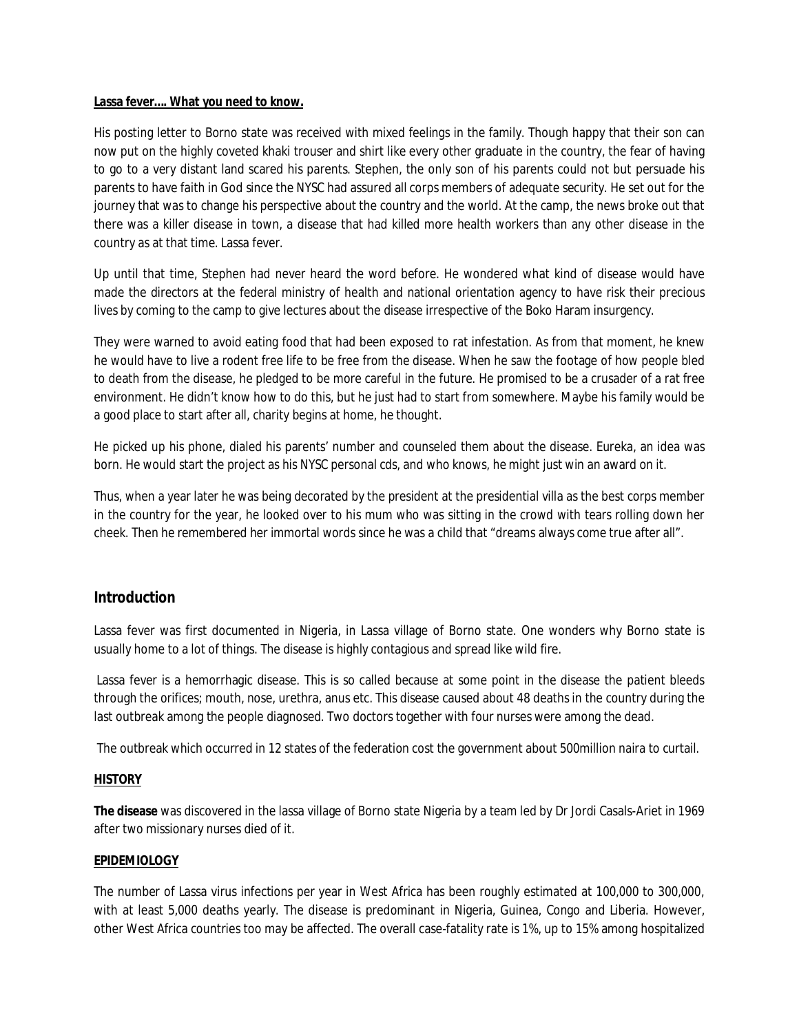**Lassa fever…. What you need to know.**

His posting letter to Borno state was received with mixed feelings in the family. Though happy that their son can now put on the highly coveted khaki trouser and shirt like every other graduate in the country, the fear of having to go to a very distant land scared his parents. Stephen, the only son of his parents could not but persuade his parents to have faith in God since the NYSC had assured all corps members of adequate security. He set out for the journey that was to change his perspective about the country and the world. At the camp, the news broke out that there was a killer disease in town, a disease that had killed more health workers than any other disease in the country as at that time. Lassa fever.

Up until that time, Stephen had never heard the word before. He wondered what kind of disease would have made the directors at the federal ministry of health and national orientation agency to have risk their precious lives by coming to the camp to give lectures about the disease irrespective of the Boko Haram insurgency.

They were warned to avoid eating food that had been exposed to rat infestation. As from that moment, he knew he would have to live a rodent free life to be free from the disease. When he saw the footage of how people bled to death from the disease, he pledged to be more careful in the future. He promised to be a crusader of a rat free environment. He didn't know how to do this, but he just had to start from somewhere. Maybe his family would be a good place to start after all, charity begins at home, he thought.

He picked up his phone, dialed his parents' number and counseled them about the disease. Eureka, an idea was born. He would start the project as his NYSC personal cds, and who knows, he might just win an award on it.

Thus, when a year later he was being decorated by the president at the presidential villa as the best corps member in the country for the year, he looked over to his mum who was sitting in the crowd with tears rolling down her cheek. Then he remembered her immortal words since he was a child that "dreams always come true after all".

## Introduction

Lassa fever was first documented in Nigeria, in Lassa village of Borno state. One wonders why Borno state is usually home to a lot of things. The disease is highly contagious and spread like wild fire.

Lassa fever is a hemorrhagic disease. This is so called because at some point in the disease the patient bleeds through the orifices; mouth, nose, urethra, anus etc. This disease caused about 48 deaths in the country during the last outbreak among the people diagnosed. Two doctors together with four nurses were among the dead.

The outbreak which occurred in 12 states of the federation cost the government about 500million naira to curtail.

**HISTORY**

**The disease** was discovered in the lassa village of Borno state Nigeria by a team led by Dr Jordi Casals-Ariet in 1969 after two missionary nurses died of it.

**EPIDEMIOLOGY**

The number of Lassa virus infections per year in West Africa has been roughly estimated at 100,000 to 300,000, with at least 5,000 deaths yearly. The disease is predominant in Nigeria, Guinea, Congo and Liberia. However, other West Africa countries too may be affected. The overall case-fatality rate is 1%, up to 15% among hospitalized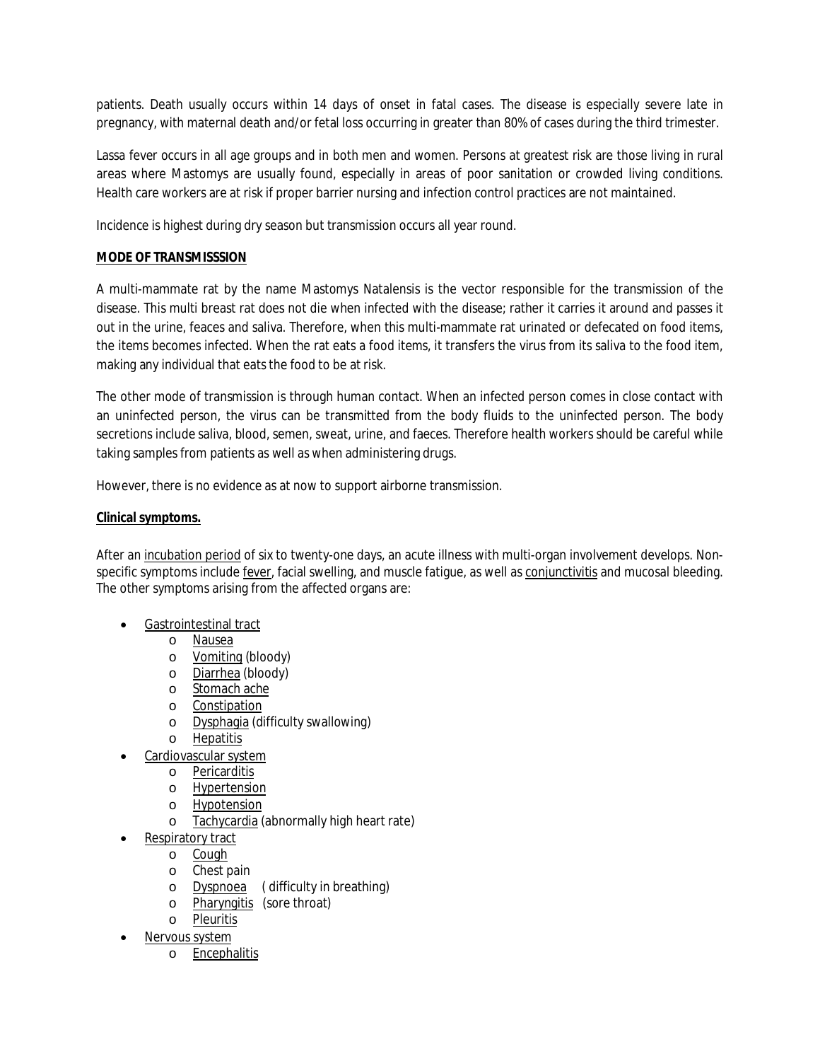patients. Death usually occurs within 14 days of onset in fatal cases. The disease is especially severe late in pregnancy, with maternal death and/or fetal loss occurring in greater than 80% of cases during the third trimester.

Lassa fever occurs in all age groups and in both men and women. Persons at greatest risk are those living in rural areas where Mastomys are usually found, especially in areas of poor sanitation or crowded living conditions. Health care workers are at risk if proper barrier nursing and infection control practices are not maintained.

Incidence is highest during dry season but transmission occurs all year round.

**MODE OF TRANSMISSSION**

A multi-mammate rat by the name Mastomys Natalensis is the vector responsible for the transmission of the disease. This multi breast rat does not die when infected with the disease; rather it carries it around and passes it out in the urine, feaces and saliva. Therefore, when this multi-mammate rat urinated or defecated on food items, the items becomes infected. When the rat eats a food items, it transfers the virus from its saliva to the food item, making any individual that eats the food to be at risk.

The other mode of transmission is through human contact. When an infected person comes in close contact with an uninfected person, the virus can be transmitted from the body fluids to the uninfected person. The body secretions include saliva, blood, semen, sweat, urine, and faeces. Therefore health workers should be careful while taking samples from patients as well as when administering drugs.

However, there is no evidence as at now to support airborne transmission.

**Clinical symptoms.**

After an incubation period of six to twenty-one days, an acute illness with multi-organ involvement develops. Non-specific symptoms include fever, facial swelling, and muscle fatigue, as well as conjunctivitis and mucosal bleeding. The other symptoms arising from the affected organs are:

- Gastrointestinal tract
  - Nausea
  - Vomiting (bloody)
  - Diarrhea (bloody)
  - Stomach ache
  - Constipation
  - Dysphagia (difficulty swallowing)
  - Hepatitis
- Cardiovascular system
  - Pericarditis
  - Hypertension
  - Hypotension
  - Tachycardia (abnormally high heart rate)
- Respiratory tract
  - Cough
  - Chest pain
  - Dyspnoea ( difficulty in breathing)
  - Pharyngitis (sore throat)
  - Pleuritis
- Nervous system
  - Encephalitis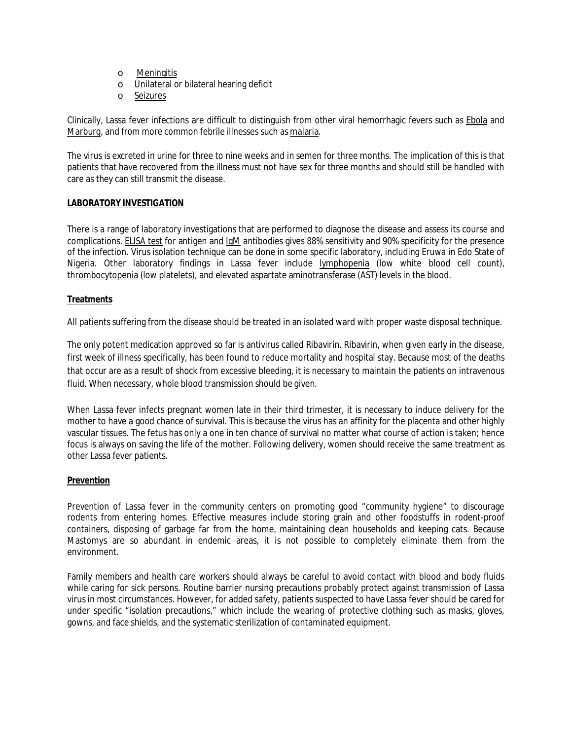- Meningitis
- Unilateral or bilateral hearing deficit
- Seizures

Clinically, Lassa fever infections are difficult to distinguish from other viral hemorrhagic fevers such as Ebola and Marburg, and from more common febrile illnesses such as malaria.

The virus is excreted in urine for three to nine weeks and in semen for three months. The implication of this is that patients that have recovered from the illness must not have sex for three months and should still be handled with care as they can still transmit the disease.

**LABORATORY INVESTIGATION**

There is a range of laboratory investigations that are performed to diagnose the disease and assess its course and complications. ELISA test for antigen and IgM antibodies gives 88% sensitivity and 90% specificity for the presence of the infection. Virus isolation technique can be done in some specific laboratory, including Eruwa in Edo State of Nigeria. Other laboratory findings in Lassa fever include lymphopenia (low white blood cell count), thrombocytopenia (low platelets), and elevated aspartate aminotransferase (AST) levels in the blood.

**Treatments**

All patients suffering from the disease should be treated in an isolated ward with proper waste disposal technique.

The only potent medication approved so far is antivirus called Ribavirin. Ribavirin, when given early in the disease, first week of illness specifically, has been found to reduce mortality and hospital stay. Because most of the deaths that occur are as a result of shock from excessive bleeding, it is necessary to maintain the patients on intravenous fluid. When necessary, whole blood transmission should be given.

When Lassa fever infects pregnant women late in their third trimester, it is necessary to induce delivery for the mother to have a good chance of survival. This is because the virus has an affinity for the placenta and other highly vascular tissues. The fetus has only a one in ten chance of survival no matter what course of action is taken; hence focus is always on saving the life of the mother. Following delivery, women should receive the same treatment as other Lassa fever patients.

**Prevention**

Prevention of Lassa fever in the community centers on promoting good "community hygiene" to discourage rodents from entering homes. Effective measures include storing grain and other foodstuffs in rodent-proof containers, disposing of garbage far from the home, maintaining clean households and keeping cats. Because Mastomys are so abundant in endemic areas, it is not possible to completely eliminate them from the environment.

Family members and health care workers should always be careful to avoid contact with blood and body fluids while caring for sick persons. Routine barrier nursing precautions probably protect against transmission of Lassa virus in most circumstances. However, for added safety, patients suspected to have Lassa fever should be cared for under specific "isolation precautions," which include the wearing of protective clothing such as masks, gloves, gowns, and face shields, and the systematic sterilization of contaminated equipment.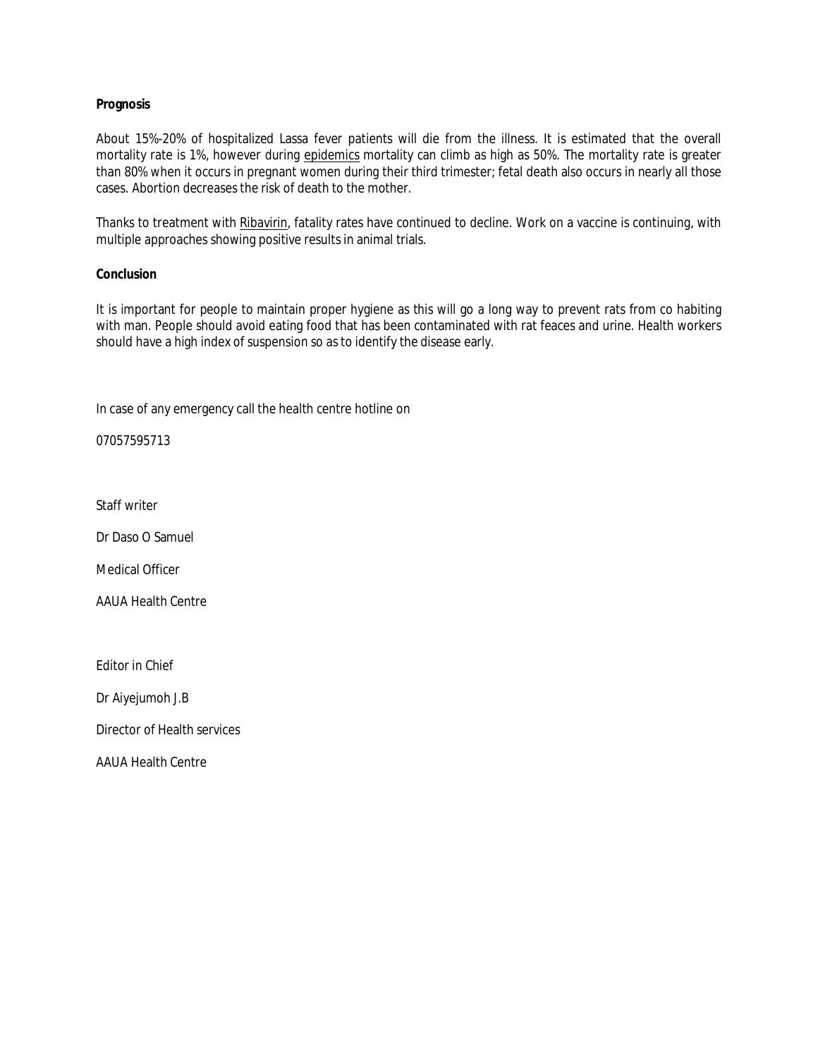**Prognosis**

About 15%-20% of hospitalized Lassa fever patients will die from the illness. It is estimated that the overall mortality rate is 1%, however during epidemics mortality can climb as high as 50%. The mortality rate is greater than 80% when it occurs in pregnant women during their third trimester; fetal death also occurs in nearly all those cases. Abortion decreases the risk of death to the mother.

Thanks to treatment with Ribavirin, fatality rates have continued to decline. Work on a vaccine is continuing, with multiple approaches showing positive results in animal trials.

**Conclusion**

It is important for people to maintain proper hygiene as this will go a long way to prevent rats from co habiting with man. People should avoid eating food that has been contaminated with rat feaces and urine. Health workers should have a high index of suspension so as to identify the disease early.

In case of any emergency call the health centre hotline on

07057595713

Staff writer

Dr Daso O Samuel

Medical Officer

AAUA Health Centre

Editor in Chief

Dr Aiyejumoh J.B

Director of Health services

AAUA Health Centre